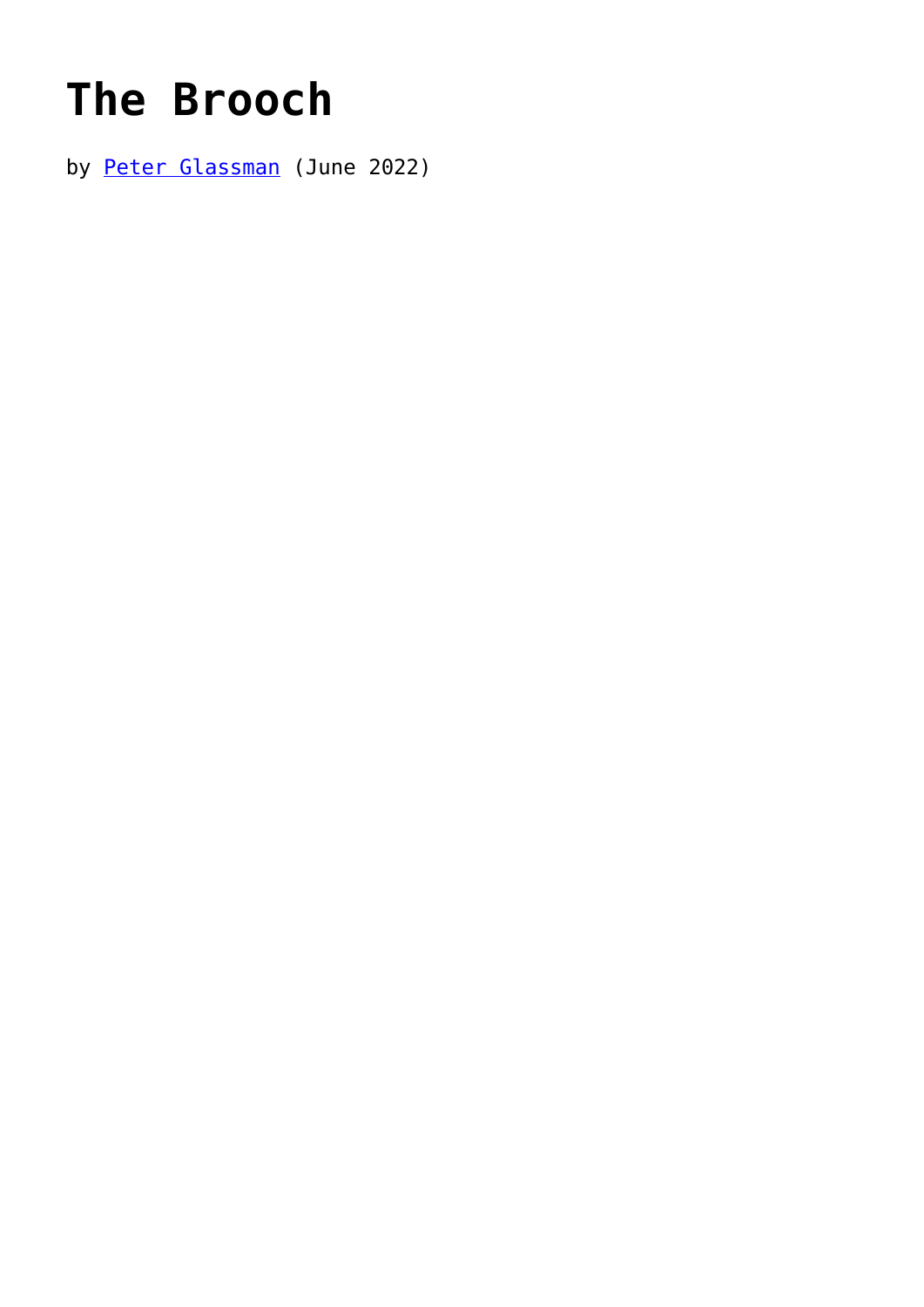# The Brooch

by [Peter Glassman](Peter Glassman) (June 2022)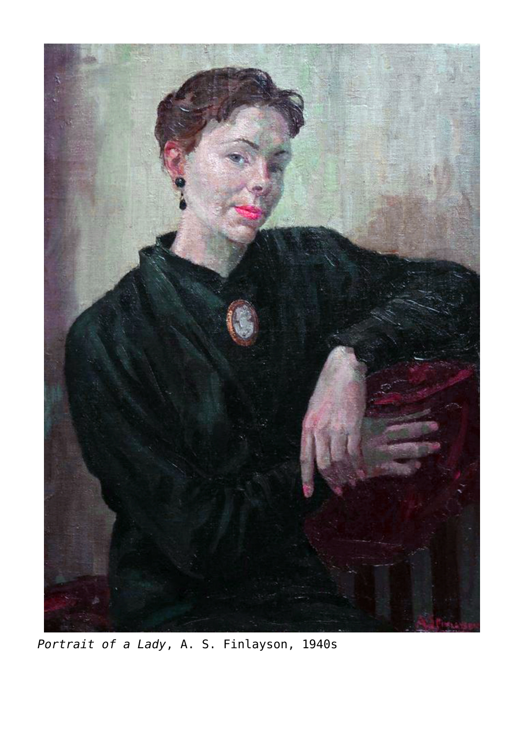*Portrait of a Lady*, A. S. Finlayson, 1940s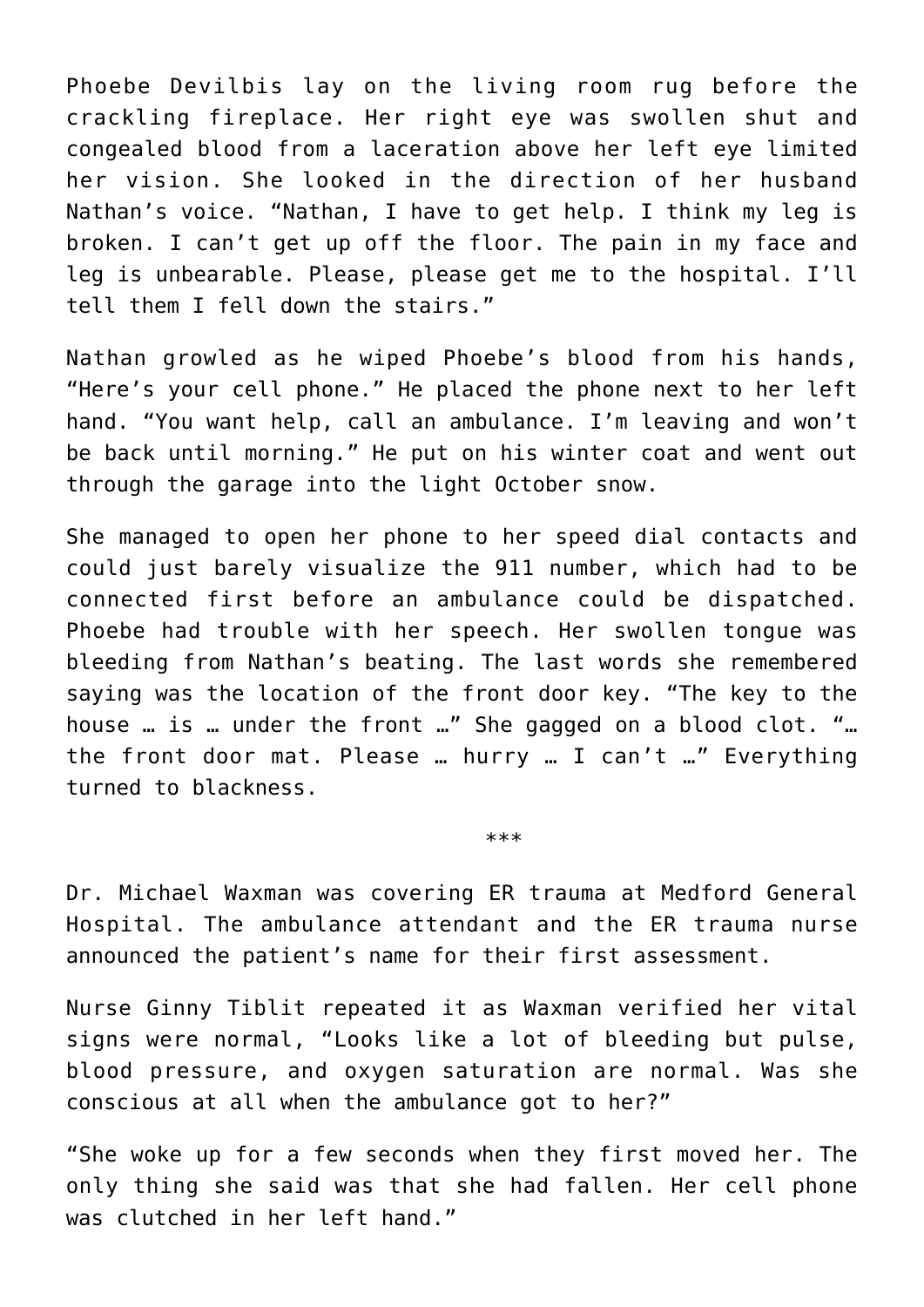Phoebe Devilbis lay on the living room rug before the crackling fireplace. Her right eye was swollen shut and congealed blood from a laceration above her left eye limited her vision. She looked in the direction of her husband Nathan's voice. "Nathan, I have to get help. I think my leg is broken. I can't get up off the floor. The pain in my face and leg is unbearable. Please, please get me to the hospital. I'll tell them I fell down the stairs."

Nathan growled as he wiped Phoebe's blood from his hands, "Here's your cell phone." He placed the phone next to her left hand. "You want help, call an ambulance. I'm leaving and won't be back until morning." He put on his winter coat and went out through the garage into the light October snow.

She managed to open her phone to her speed dial contacts and could just barely visualize the 911 number, which had to be connected first before an ambulance could be dispatched. Phoebe had trouble with her speech. Her swollen tongue was bleeding from Nathan's beating. The last words she remembered saying was the location of the front door key. "The key to the house … is … under the front …" She gagged on a blood clot. "… the front door mat. Please … hurry … I can't …" Everything turned to blackness.

***

Dr. Michael Waxman was covering ER trauma at Medford General Hospital. The ambulance attendant and the ER trauma nurse announced the patient's name for their first assessment.

Nurse Ginny Tiblit repeated it as Waxman verified her vital signs were normal, "Looks like a lot of bleeding but pulse, blood pressure, and oxygen saturation are normal. Was she conscious at all when the ambulance got to her?"

"She woke up for a few seconds when they first moved her. The only thing she said was that she had fallen. Her cell phone was clutched in her left hand."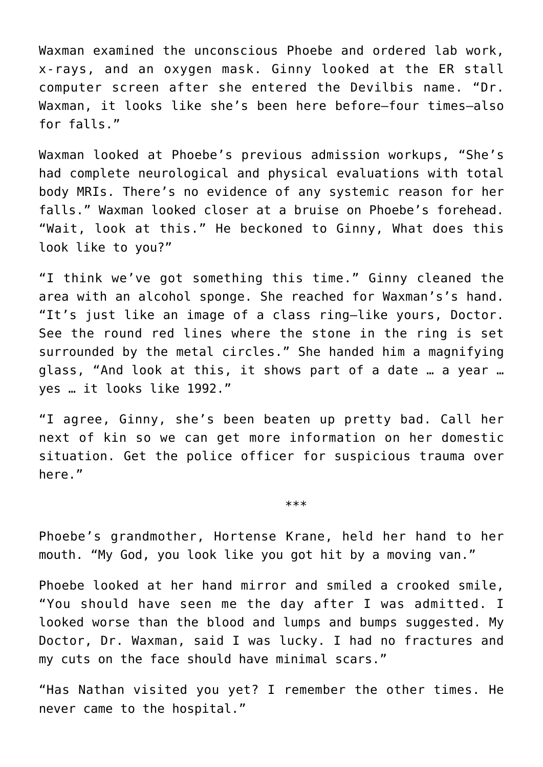Waxman examined the unconscious Phoebe and ordered lab work, x-rays, and an oxygen mask. Ginny looked at the ER stall computer screen after she entered the Devilbis name. "Dr. Waxman, it looks like she's been here before—four times—also for falls."

Waxman looked at Phoebe's previous admission workups, "She's had complete neurological and physical evaluations with total body MRIs. There's no evidence of any systemic reason for her falls." Waxman looked closer at a bruise on Phoebe's forehead. "Wait, look at this." He beckoned to Ginny, What does this look like to you?"

"I think we've got something this time." Ginny cleaned the area with an alcohol sponge. She reached for Waxman's's hand. "It's just like an image of a class ring—like yours, Doctor. See the round red lines where the stone in the ring is set surrounded by the metal circles." She handed him a magnifying glass, "And look at this, it shows part of a date … a year … yes … it looks like 1992."

"I agree, Ginny, she's been beaten up pretty bad. Call her next of kin so we can get more information on her domestic situation. Get the police officer for suspicious trauma over here."

***

Phoebe's grandmother, Hortense Krane, held her hand to her mouth. "My God, you look like you got hit by a moving van."

Phoebe looked at her hand mirror and smiled a crooked smile, "You should have seen me the day after I was admitted. I looked worse than the blood and lumps and bumps suggested. My Doctor, Dr. Waxman, said I was lucky. I had no fractures and my cuts on the face should have minimal scars."

"Has Nathan visited you yet? I remember the other times. He never came to the hospital."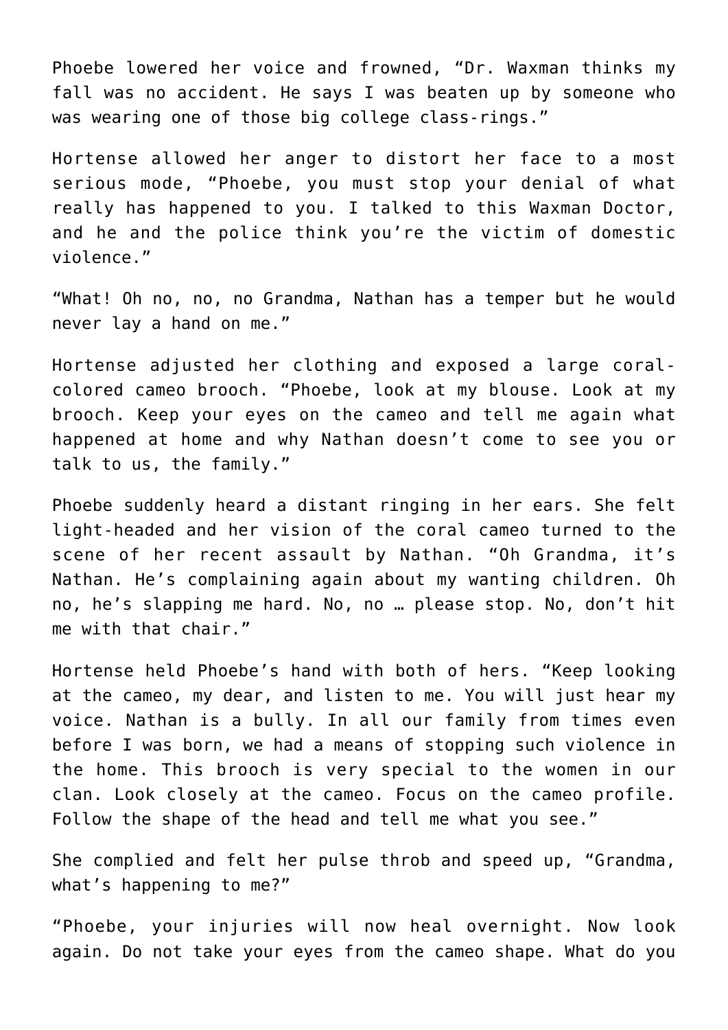Phoebe lowered her voice and frowned, “Dr. Waxman thinks my fall was no accident. He says I was beaten up by someone who was wearing one of those big college class-rings.”

Hortense allowed her anger to distort her face to a most serious mode, “Phoebe, you must stop your denial of what really has happened to you. I talked to this Waxman Doctor, and he and the police think you’re the victim of domestic violence.”

“What! Oh no, no, no Grandma, Nathan has a temper but he would never lay a hand on me.”

Hortense adjusted her clothing and exposed a large coral-colored cameo brooch. “Phoebe, look at my blouse. Look at my brooch. Keep your eyes on the cameo and tell me again what happened at home and why Nathan doesn’t come to see you or talk to us, the family.”

Phoebe suddenly heard a distant ringing in her ears. She felt light-headed and her vision of the coral cameo turned to the scene of her recent assault by Nathan. “Oh Grandma, it’s Nathan. He’s complaining again about my wanting children. Oh no, he’s slapping me hard. No, no … please stop. No, don’t hit me with that chair.”

Hortense held Phoebe’s hand with both of hers. “Keep looking at the cameo, my dear, and listen to me. You will just hear my voice. Nathan is a bully. In all our family from times even before I was born, we had a means of stopping such violence in the home. This brooch is very special to the women in our clan. Look closely at the cameo. Focus on the cameo profile. Follow the shape of the head and tell me what you see.”

She complied and felt her pulse throb and speed up, “Grandma, what’s happening to me?”

“Phoebe, your injuries will now heal overnight. Now look again. Do not take your eyes from the cameo shape. What do you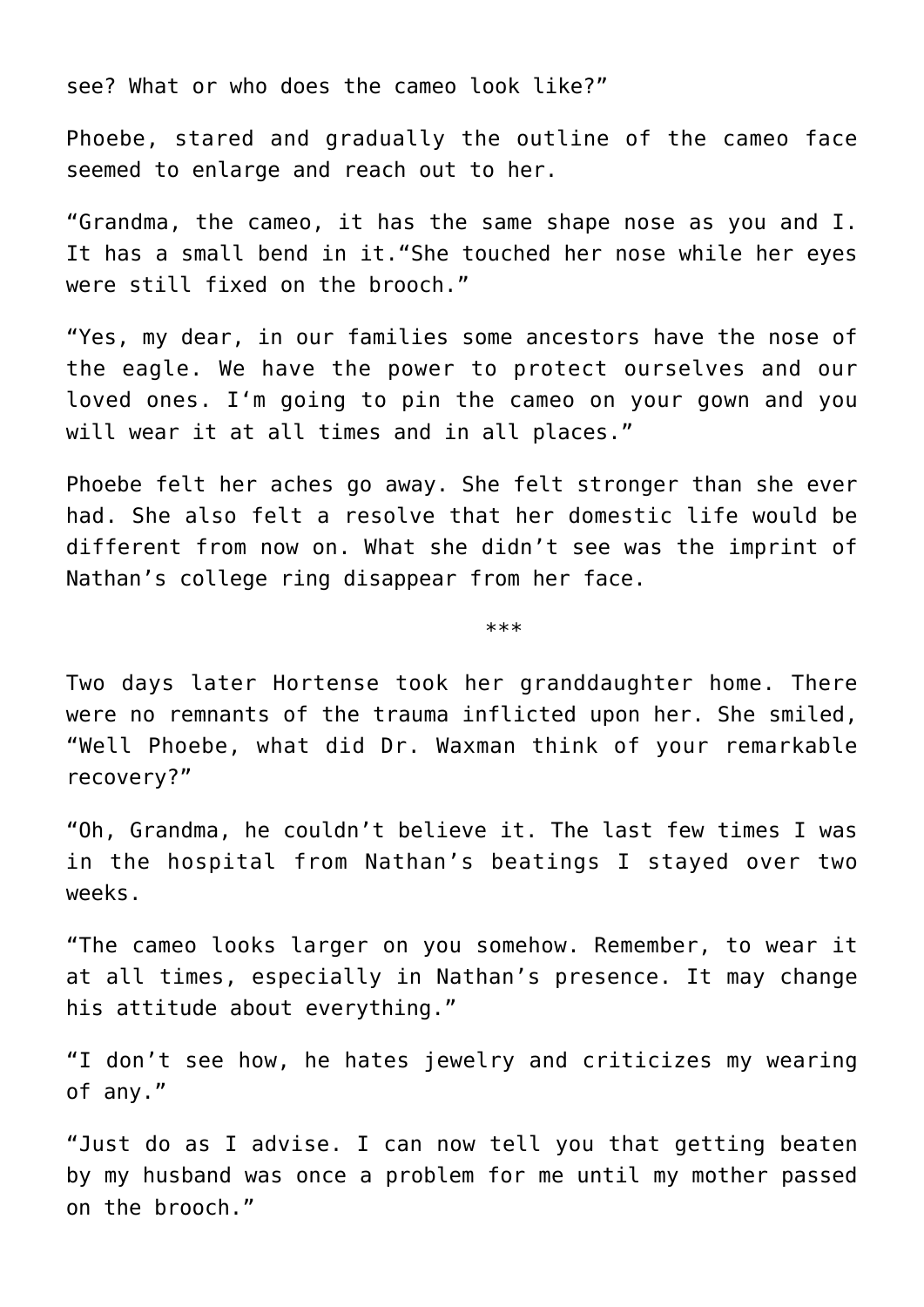see? What or who does the cameo look like?"

Phoebe, stared and gradually the outline of the cameo face seemed to enlarge and reach out to her.

"Grandma, the cameo, it has the same shape nose as you and I. It has a small bend in it."She touched her nose while her eyes were still fixed on the brooch."

"Yes, my dear, in our families some ancestors have the nose of the eagle. We have the power to protect ourselves and our loved ones. I'm going to pin the cameo on your gown and you will wear it at all times and in all places."

Phoebe felt her aches go away. She felt stronger than she ever had. She also felt a resolve that her domestic life would be different from now on. What she didn't see was the imprint of Nathan's college ring disappear from her face.

***

Two days later Hortense took her granddaughter home. There were no remnants of the trauma inflicted upon her. She smiled, "Well Phoebe, what did Dr. Waxman think of your remarkable recovery?"

"Oh, Grandma, he couldn't believe it. The last few times I was in the hospital from Nathan's beatings I stayed over two weeks.

"The cameo looks larger on you somehow. Remember, to wear it at all times, especially in Nathan's presence. It may change his attitude about everything."

"I don't see how, he hates jewelry and criticizes my wearing of any."

"Just do as I advise. I can now tell you that getting beaten by my husband was once a problem for me until my mother passed on the brooch."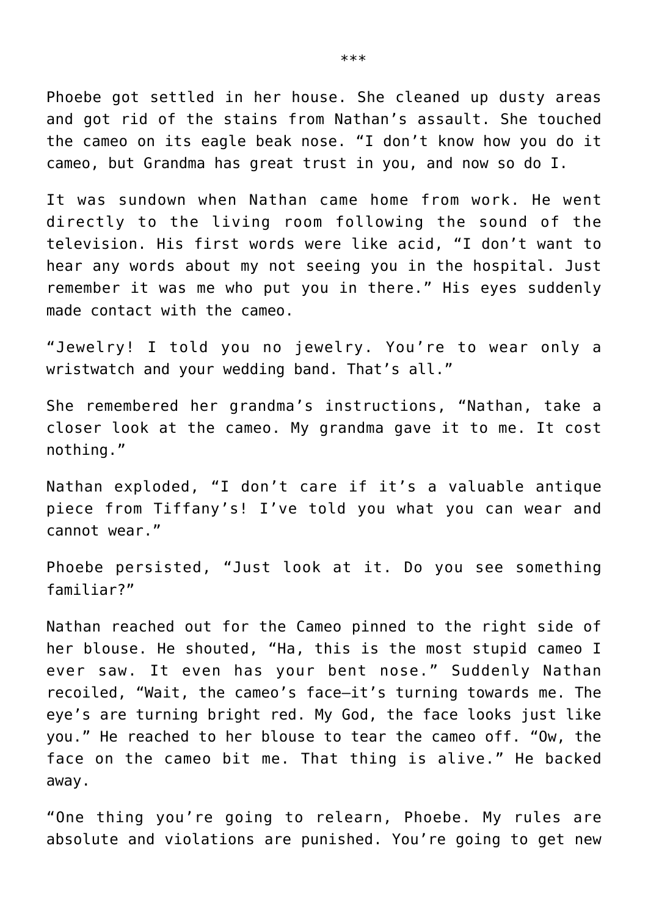***

Phoebe got settled in her house. She cleaned up dusty areas and got rid of the stains from Nathan's assault. She touched the cameo on its eagle beak nose. "I don't know how you do it cameo, but Grandma has great trust in you, and now so do I.

It was sundown when Nathan came home from work. He went directly to the living room following the sound of the television. His first words were like acid, "I don't want to hear any words about my not seeing you in the hospital. Just remember it was me who put you in there." His eyes suddenly made contact with the cameo.

"Jewelry! I told you no jewelry. You're to wear only a wristwatch and your wedding band. That's all."

She remembered her grandma's instructions, "Nathan, take a closer look at the cameo. My grandma gave it to me. It cost nothing."

Nathan exploded, "I don't care if it's a valuable antique piece from Tiffany's! I've told you what you can wear and cannot wear."

Phoebe persisted, "Just look at it. Do you see something familiar?"

Nathan reached out for the Cameo pinned to the right side of her blouse. He shouted, "Ha, this is the most stupid cameo I ever saw. It even has your bent nose." Suddenly Nathan recoiled, "Wait, the cameo's face—it's turning towards me. The eye's are turning bright red. My God, the face looks just like you." He reached to her blouse to tear the cameo off. "Ow, the face on the cameo bit me. That thing is alive." He backed away.

"One thing you're going to relearn, Phoebe. My rules are absolute and violations are punished. You're going to get new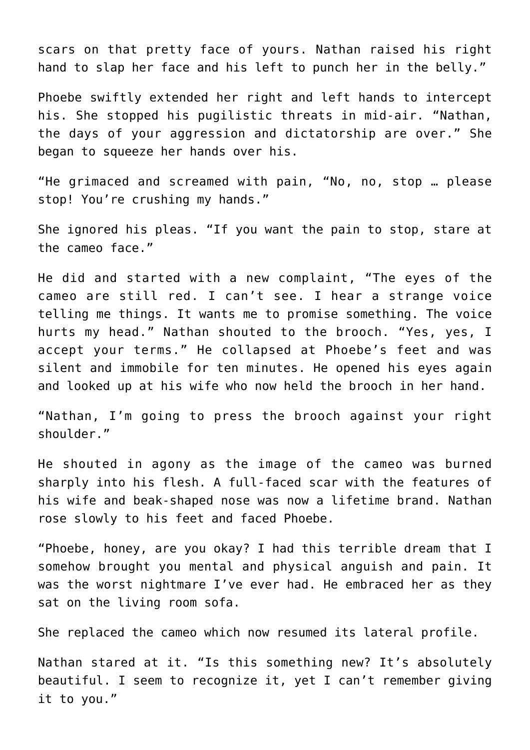scars on that pretty face of yours. Nathan raised his right hand to slap her face and his left to punch her in the belly."

Phoebe swiftly extended her right and left hands to intercept his. She stopped his pugilistic threats in mid-air. "Nathan, the days of your aggression and dictatorship are over." She began to squeeze her hands over his.

"He grimaced and screamed with pain, "No, no, stop … please stop! You're crushing my hands."

She ignored his pleas. "If you want the pain to stop, stare at the cameo face."

He did and started with a new complaint, "The eyes of the cameo are still red. I can't see. I hear a strange voice telling me things. It wants me to promise something. The voice hurts my head." Nathan shouted to the brooch. "Yes, yes, I accept your terms." He collapsed at Phoebe's feet and was silent and immobile for ten minutes. He opened his eyes again and looked up at his wife who now held the brooch in her hand.

"Nathan, I'm going to press the brooch against your right shoulder."

He shouted in agony as the image of the cameo was burned sharply into his flesh. A full-faced scar with the features of his wife and beak-shaped nose was now a lifetime brand. Nathan rose slowly to his feet and faced Phoebe.

"Phoebe, honey, are you okay? I had this terrible dream that I somehow brought you mental and physical anguish and pain. It was the worst nightmare I've ever had. He embraced her as they sat on the living room sofa.

She replaced the cameo which now resumed its lateral profile.

Nathan stared at it. "Is this something new? It's absolutely beautiful. I seem to recognize it, yet I can't remember giving it to you."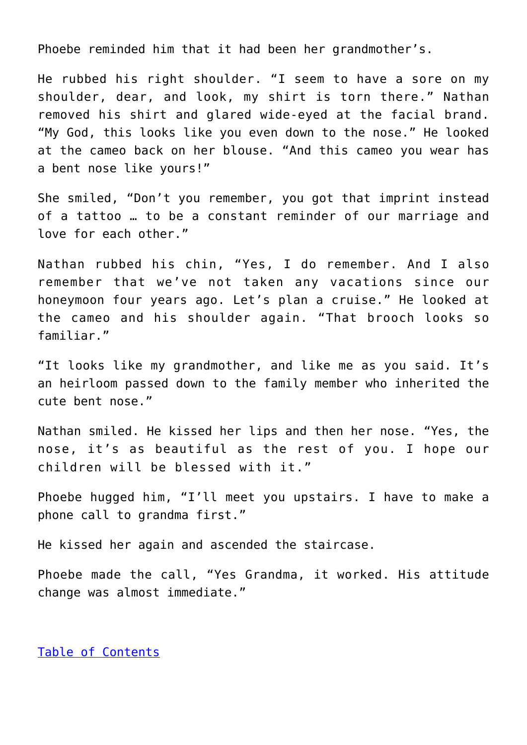Phoebe reminded him that it had been her grandmother's.

He rubbed his right shoulder. "I seem to have a sore on my shoulder, dear, and look, my shirt is torn there." Nathan removed his shirt and glared wide-eyed at the facial brand. "My God, this looks like you even down to the nose." He looked at the cameo back on her blouse. "And this cameo you wear has a bent nose like yours!"

She smiled, "Don't you remember, you got that imprint instead of a tattoo … to be a constant reminder of our marriage and love for each other."

Nathan rubbed his chin, "Yes, I do remember. And I also remember that we've not taken any vacations since our honeymoon four years ago. Let's plan a cruise." He looked at the cameo and his shoulder again. "That brooch looks so familiar."

"It looks like my grandmother, and like me as you said. It's an heirloom passed down to the family member who inherited the cute bent nose."

Nathan smiled. He kissed her lips and then her nose. "Yes, the nose, it's as beautiful as the rest of you. I hope our children will be blessed with it."

Phoebe hugged him, "I'll meet you upstairs. I have to make a phone call to grandma first."

He kissed her again and ascended the staircase.

Phoebe made the call, "Yes Grandma, it worked. His attitude change was almost immediate."

[Table of Contents]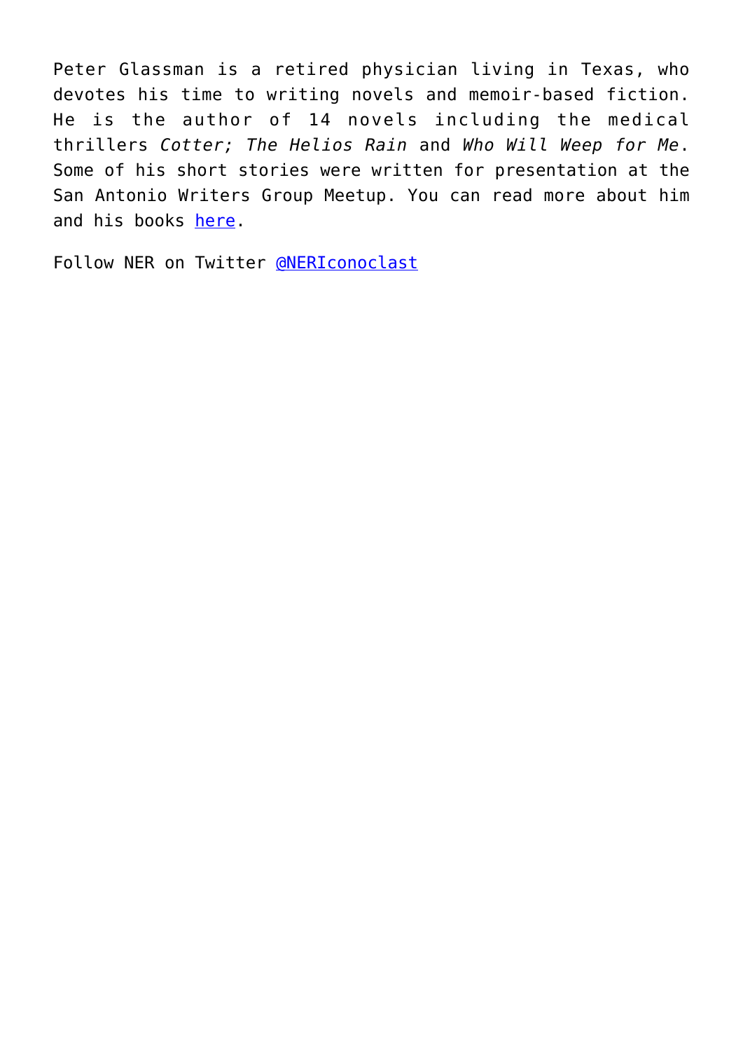Peter Glassman is a retired physician living in Texas, who devotes his time to writing novels and memoir-based fiction. He is the author of 14 novels including the medical thrillers *Cotter; The Helios Rain* and *Who Will Weep for Me*. Some of his short stories were written for presentation at the San Antonio Writers Group Meetup. You can read more about him and his books here.

Follow NER on Twitter @NERIconoclast